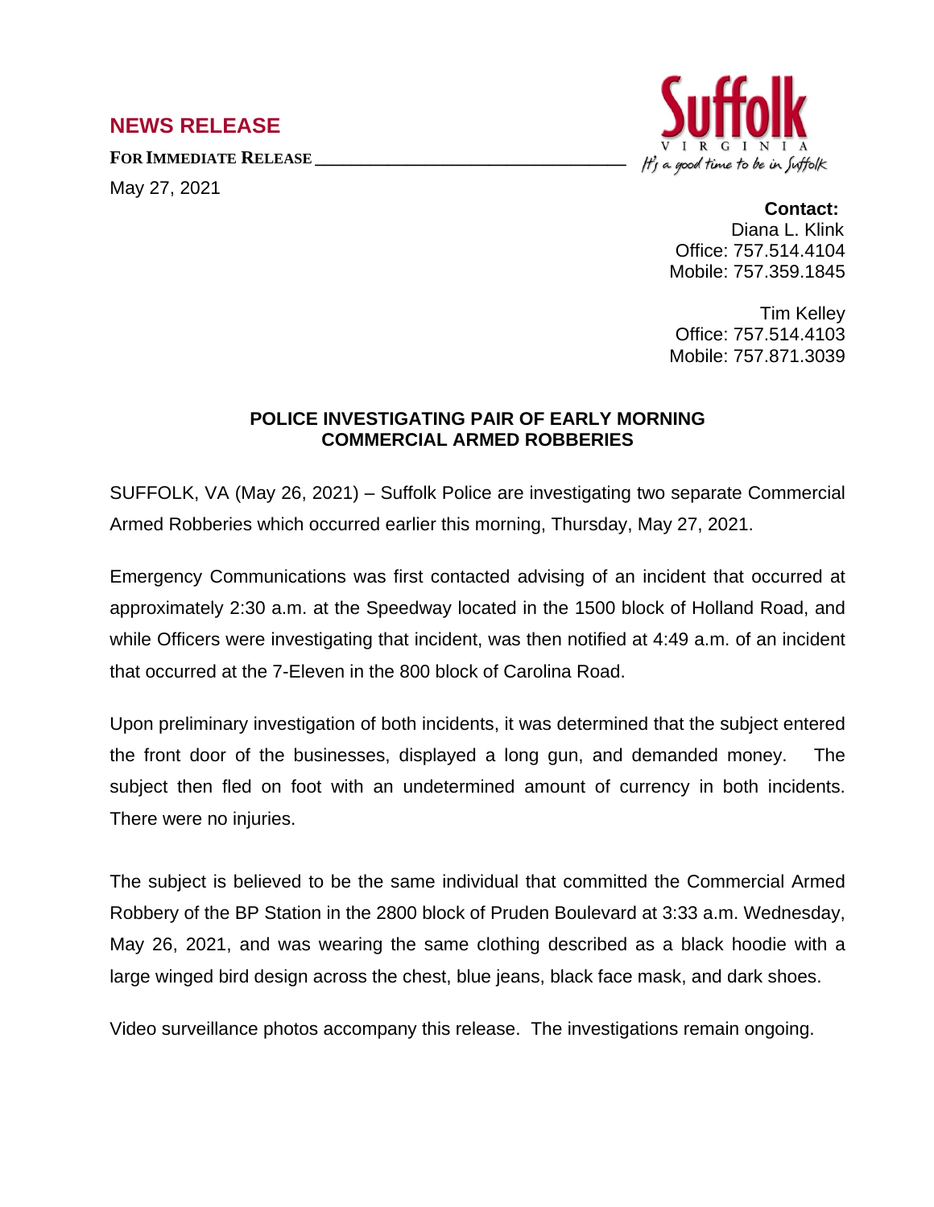# NEWS RELEASE

**FOR IMMEDIATE RELEASE**

May 27, 2021

Suffolk VIRGINIA *It's a good time to be in Suffolk*

**Contact:**
Diana L. Klink
Office: 757.514.4104
Mobile: 757.359.1845

Tim Kelley
Office: 757.514.4103
Mobile: 757.871.3039

## POLICE INVESTIGATING PAIR OF EARLY MORNING COMMERCIAL ARMED ROBBERIES

SUFFOLK, VA (May 26, 2021) – Suffolk Police are investigating two separate Commercial Armed Robberies which occurred earlier this morning, Thursday, May 27, 2021.

Emergency Communications was first contacted advising of an incident that occurred at approximately 2:30 a.m. at the Speedway located in the 1500 block of Holland Road, and while Officers were investigating that incident, was then notified at 4:49 a.m. of an incident that occurred at the 7-Eleven in the 800 block of Carolina Road.

Upon preliminary investigation of both incidents, it was determined that the subject entered the front door of the businesses, displayed a long gun, and demanded money. The subject then fled on foot with an undetermined amount of currency in both incidents. There were no injuries.

The subject is believed to be the same individual that committed the Commercial Armed Robbery of the BP Station in the 2800 block of Pruden Boulevard at 3:33 a.m. Wednesday, May 26, 2021, and was wearing the same clothing described as a black hoodie with a large winged bird design across the chest, blue jeans, black face mask, and dark shoes.

Video surveillance photos accompany this release. The investigations remain ongoing.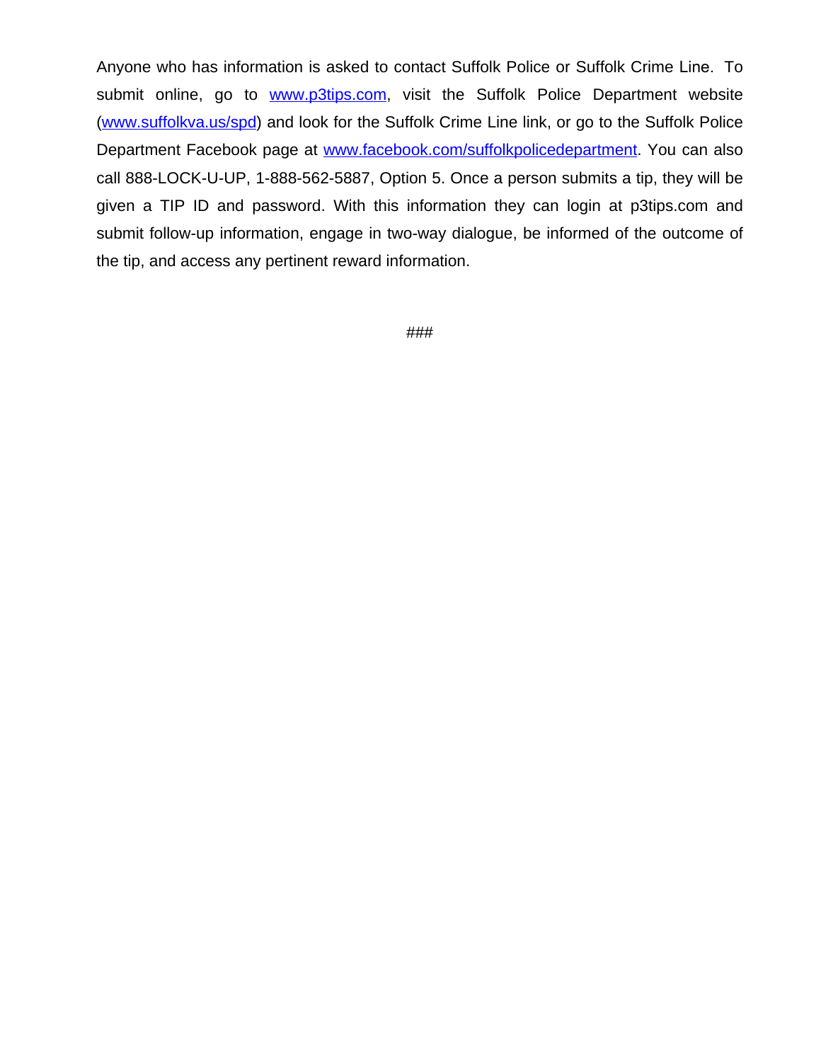Anyone who has information is asked to contact Suffolk Police or Suffolk Crime Line. To submit online, go to [www.p3tips.com](http://www.p3tips.com), visit the Suffolk Police Department website ([www.suffolkva.us/spd](http://www.suffolkva.us/spd)) and look for the Suffolk Crime Line link, or go to the Suffolk Police Department Facebook page at [www.facebook.com/suffolkpolicedepartment](http://www.facebook.com/suffolkpolicedepartment). You can also call 888-LOCK-U-UP, 1-888-562-5887, Option 5. Once a person submits a tip, they will be given a TIP ID and password. With this information they can login at p3tips.com and submit follow-up information, engage in two-way dialogue, be informed of the outcome of the tip, and access any pertinent reward information.

###